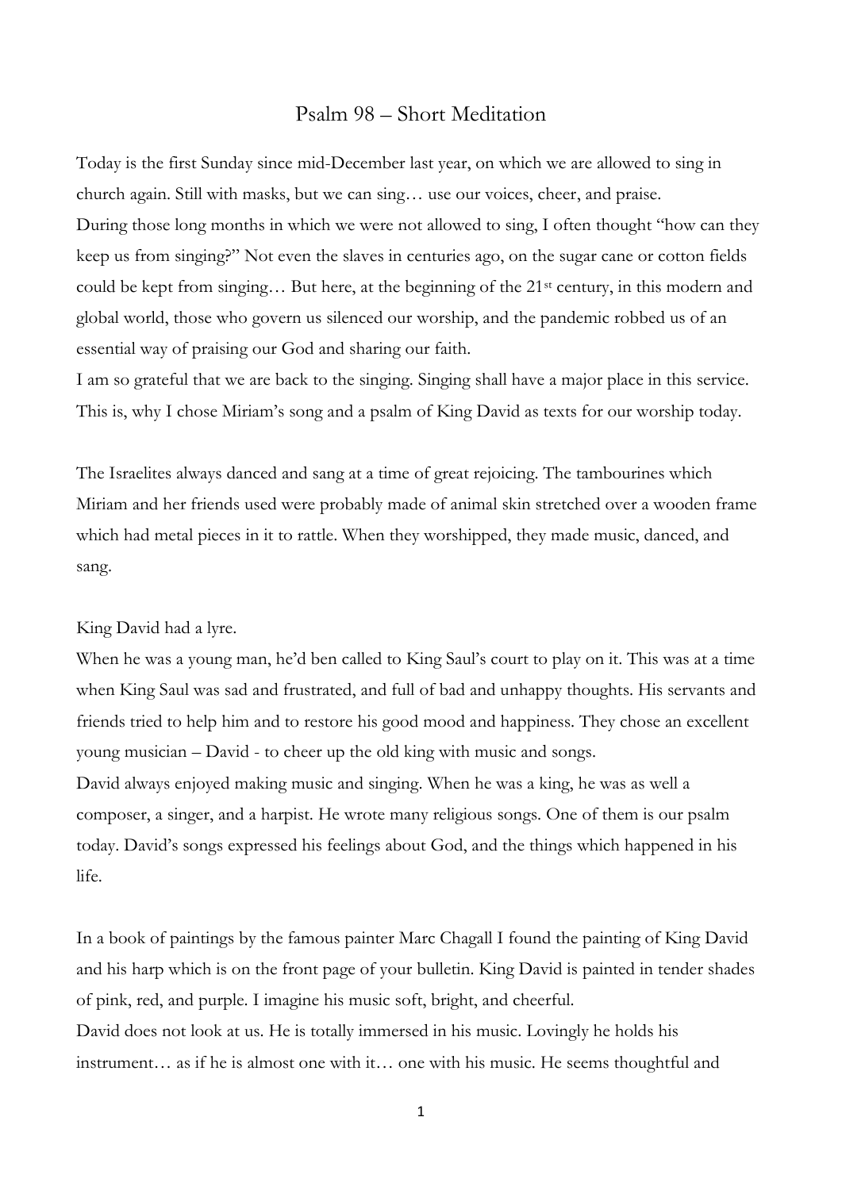# Psalm 98 – Short Meditation

Today is the first Sunday since mid-December last year, on which we are allowed to sing in church again. Still with masks, but we can sing… use our voices, cheer, and praise.
During those long months in which we were not allowed to sing, I often thought "how can they keep us from singing?" Not even the slaves in centuries ago, on the sugar cane or cotton fields could be kept from singing… But here, at the beginning of the 21st century, in this modern and global world, those who govern us silenced our worship, and the pandemic robbed us of an essential way of praising our God and sharing our faith.
I am so grateful that we are back to the singing. Singing shall have a major place in this service. This is, why I chose Miriam's song and a psalm of King David as texts for our worship today.

The Israelites always danced and sang at a time of great rejoicing. The tambourines which Miriam and her friends used were probably made of animal skin stretched over a wooden frame which had metal pieces in it to rattle. When they worshipped, they made music, danced, and sang.

King David had a lyre.
When he was a young man, he'd ben called to King Saul's court to play on it. This was at a time when King Saul was sad and frustrated, and full of bad and unhappy thoughts. His servants and friends tried to help him and to restore his good mood and happiness. They chose an excellent young musician – David - to cheer up the old king with music and songs.
David always enjoyed making music and singing. When he was a king, he was as well a composer, a singer, and a harpist. He wrote many religious songs. One of them is our psalm today. David's songs expressed his feelings about God, and the things which happened in his life.

In a book of paintings by the famous painter Marc Chagall I found the painting of King David and his harp which is on the front page of your bulletin. King David is painted in tender shades of pink, red, and purple. I imagine his music soft, bright, and cheerful.
David does not look at us. He is totally immersed in his music. Lovingly he holds his instrument… as if he is almost one with it… one with his music. He seems thoughtful and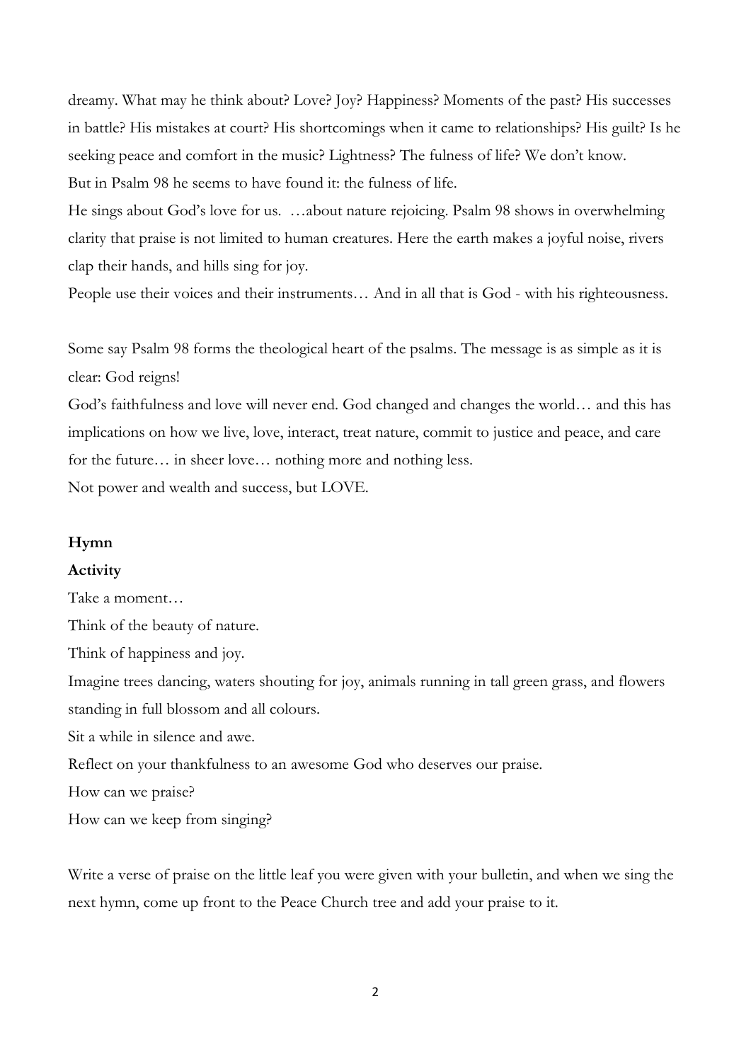dreamy. What may he think about? Love? Joy? Happiness? Moments of the past? His successes in battle? His mistakes at court? His shortcomings when it came to relationships? His guilt? Is he seeking peace and comfort in the music? Lightness? The fulness of life? We don't know.
But in Psalm 98 he seems to have found it: the fulness of life.
He sings about God's love for us. …about nature rejoicing. Psalm 98 shows in overwhelming clarity that praise is not limited to human creatures. Here the earth makes a joyful noise, rivers clap their hands, and hills sing for joy.
People use their voices and their instruments… And in all that is God - with his righteousness.

Some say Psalm 98 forms the theological heart of the psalms. The message is as simple as it is clear: God reigns!
God's faithfulness and love will never end. God changed and changes the world… and this has implications on how we live, love, interact, treat nature, commit to justice and peace, and care for the future… in sheer love… nothing more and nothing less.
Not power and wealth and success, but LOVE.

**Hymn**

**Activity**

Take a moment…

Think of the beauty of nature.

Think of happiness and joy.

Imagine trees dancing, waters shouting for joy, animals running in tall green grass, and flowers standing in full blossom and all colours.

Sit a while in silence and awe.

Reflect on your thankfulness to an awesome God who deserves our praise.

How can we praise?

How can we keep from singing?

Write a verse of praise on the little leaf you were given with your bulletin, and when we sing the next hymn, come up front to the Peace Church tree and add your praise to it.